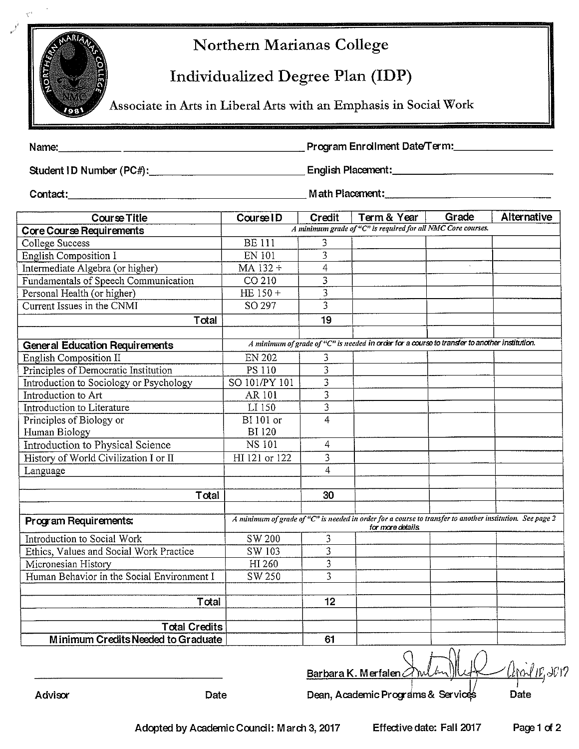# Northern Marianas College

## Individualized Degree Plan (IDP)

### Associate in Arts in Liberal Arts with an Emphasis in Social Work

Name:______________ ______________________________ Program Enrollment Date/Term:__________________

Student ID Number (PC#):______________________________ English Placement:______________________________

Contact:______________________________________________ Math Placement:______________________________

| Course Title | Course ID | Credit | Term & Year | Grade | Alternative |
|---|---|---|---|---|---|
| **Core Course Requirements** | *A minimum grade of "C" is required for all NMC Core courses.* | | | | |
| College Success | BE 111 | 3 | | | |
| English Composition I | EN 101 | 3 | | | |
| Intermediate Algebra (or higher) | MA 132 + | 4 | | | |
| Fundamentals of Speech Communication | CO 210 | 3 | | | |
| Personal Health (or higher) | HE 150 + | 3 | | | |
| Current Issues in the CNMI | SO 297 | 3 | | | |
| **Total** | | **19** | | | |
| | | | | | |
| **General Education Requirements** | *A minimum of grade of "C" is needed in order for a course to transfer to another institution.* | | | | |
| English Composition II | EN 202 | 3 | | | |
| Principles of Democratic Institution | PS 110 | 3 | | | |
| Introduction to Sociology or Psychology | SO 101/PY 101 | 3 | | | |
| Introduction to Art | AR 101 | 3 | | | |
| Introduction to Literature | LI 150 | 3 | | | |
| Principles of Biology or Human Biology | BI 101 or BI 120 | 4 | | | |
| Introduction to Physical Science | NS 101 | 4 | | | |
| History of World Civilization I or II | HI 121 or 122 | 3 | | | |
| Language | | 4 | | | |
| | | | | | |
| **Total** | | **30** | | | |
| | | | | | |
| **Program Requirements:** | *A minimum of grade of "C" is needed in order for a course to transfer to another institution. See page 2 for more details.* | | | | |
| Introduction to Social Work | SW 200 | 3 | | | |
| Ethics, Values and Social Work Practice | SW 103 | 3 | | | |
| Micronesian History | HI 260 | 3 | | | |
| Human Behavior in the Social Environment I | SW 250 | 3 | | | |
| | | | | | |
| **Total** | | **12** | | | |
| | | | | | |
| **Total Credits** | | | | | |
| **Minimum Credits Needed to Graduate** | | **61** | | | |

______________________________ Advisor ______ Date

Barbara K. Merfalen [signature] April 18, 2017
Dean, Academic Programs & Services Date

Adopted by Academic Council: March 3, 2017 Effective date: Fall 2017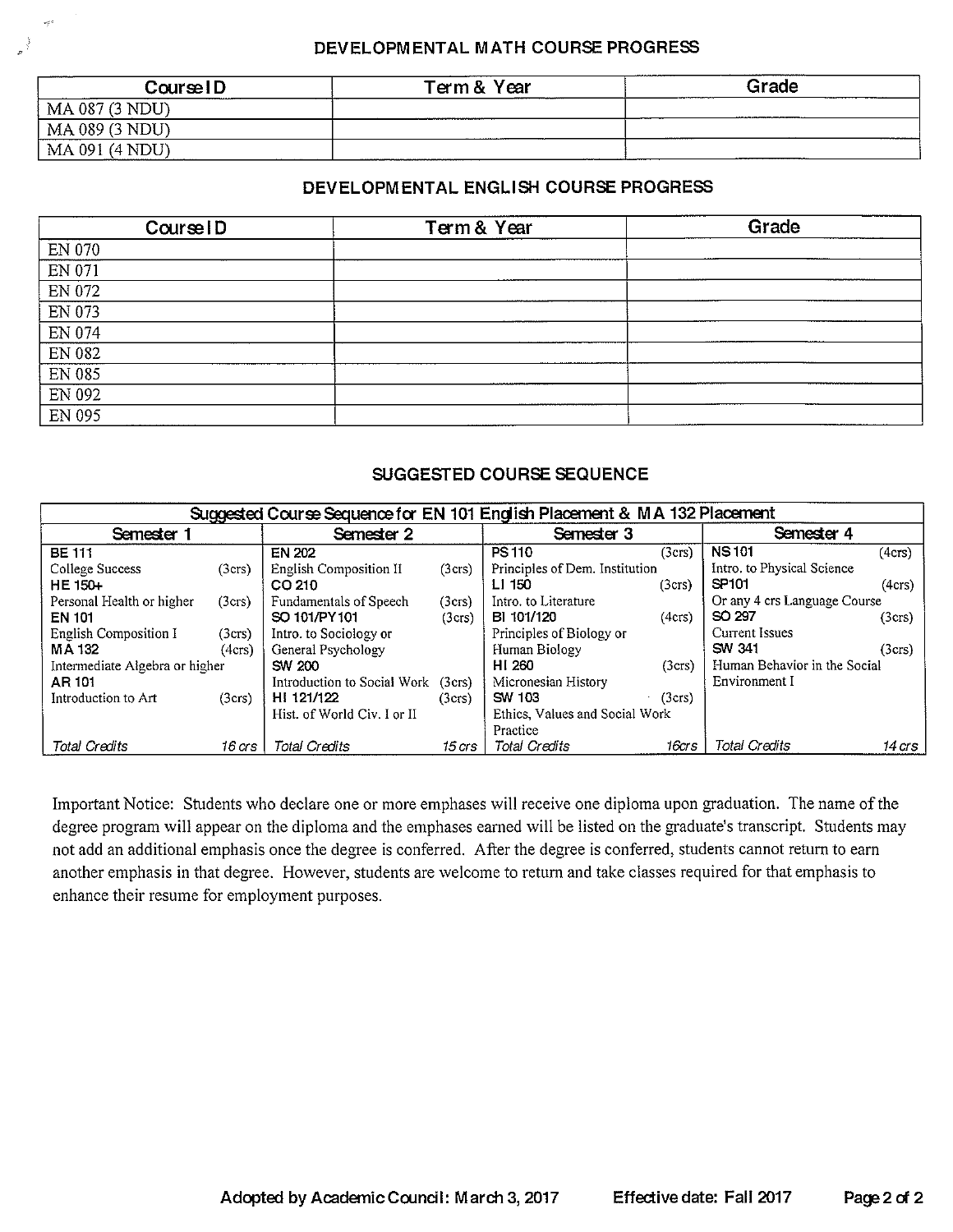## DEVELOPMENTAL MATH COURSE PROGRESS

| Course ID | Term & Year | Grade |
|---|---|---|
| MA 087 (3 NDU) | | |
| MA 089 (3 NDU) | | |
| MA 091 (4 NDU) | | |

## DEVELOPMENTAL ENGLISH COURSE PROGRESS

| Course ID | Term & Year | Grade |
|---|---|---|
| EN 070 | | |
| EN 071 | | |
| EN 072 | | |
| EN 073 | | |
| EN 074 | | |
| EN 082 | | |
| EN 085 | | |
| EN 092 | | |
| EN 095 | | |

## SUGGESTED COURSE SEQUENCE

| Suggested Course Sequence for EN 101 English Placement & MA 132 Placement | | | |
|---|---|---|---|
| **Semester 1** | **Semester 2** | **Semester 3** | **Semester 4** |
| **BE 111** College Success (3crs) | **EN 202** English Composition II (3crs) | **PS 110** (3crs) Principles of Dem. Institution | **NS 101** (4crs) Intro. to Physical Science |
| **HE 150+** Personal Health or higher (3crs) | **CO 210** Fundamentals of Speech (3crs) | **LI 150** (3crs) Intro. to Literature | **SP101** (4crs) Or any 4 crs Language Course |
| **EN 101** English Composition I (3crs) | **SO 101/PY101** (3crs) Intro. to Sociology or General Psychology | **BI 101/120** (4crs) Principles of Biology or Human Biology | **SO 297** (3crs) Current Issues |
| **MA 132** (4crs) Intermediate Algebra or higher | **SW 200** Introduction to Social Work (3crs) | **HI 260** (3crs) Micronesian History | **SW 341** (3crs) Human Behavior in the Social Environment I |
| **AR 101** Introduction to Art (3crs) | **HI 121/122** (3crs) Hist. of World Civ. I or II | **SW 103** (3crs) Ethics, Values and Social Work Practice | |
| *Total Credits* *16 crs* | *Total Credits* *15 crs* | *Total Credits* *16crs* | *Total Credits* *14 crs* |

Important Notice: Students who declare one or more emphases will receive one diploma upon graduation. The name of the degree program will appear on the diploma and the emphases earned will be listed on the graduate's transcript. Students may not add an additional emphasis once the degree is conferred. After the degree is conferred, students cannot return to earn another emphasis in that degree. However, students are welcome to return and take classes required for that emphasis to enhance their resume for employment purposes.

Adopted by Academic Council: March 3, 2017 Effective date: Fall 2017